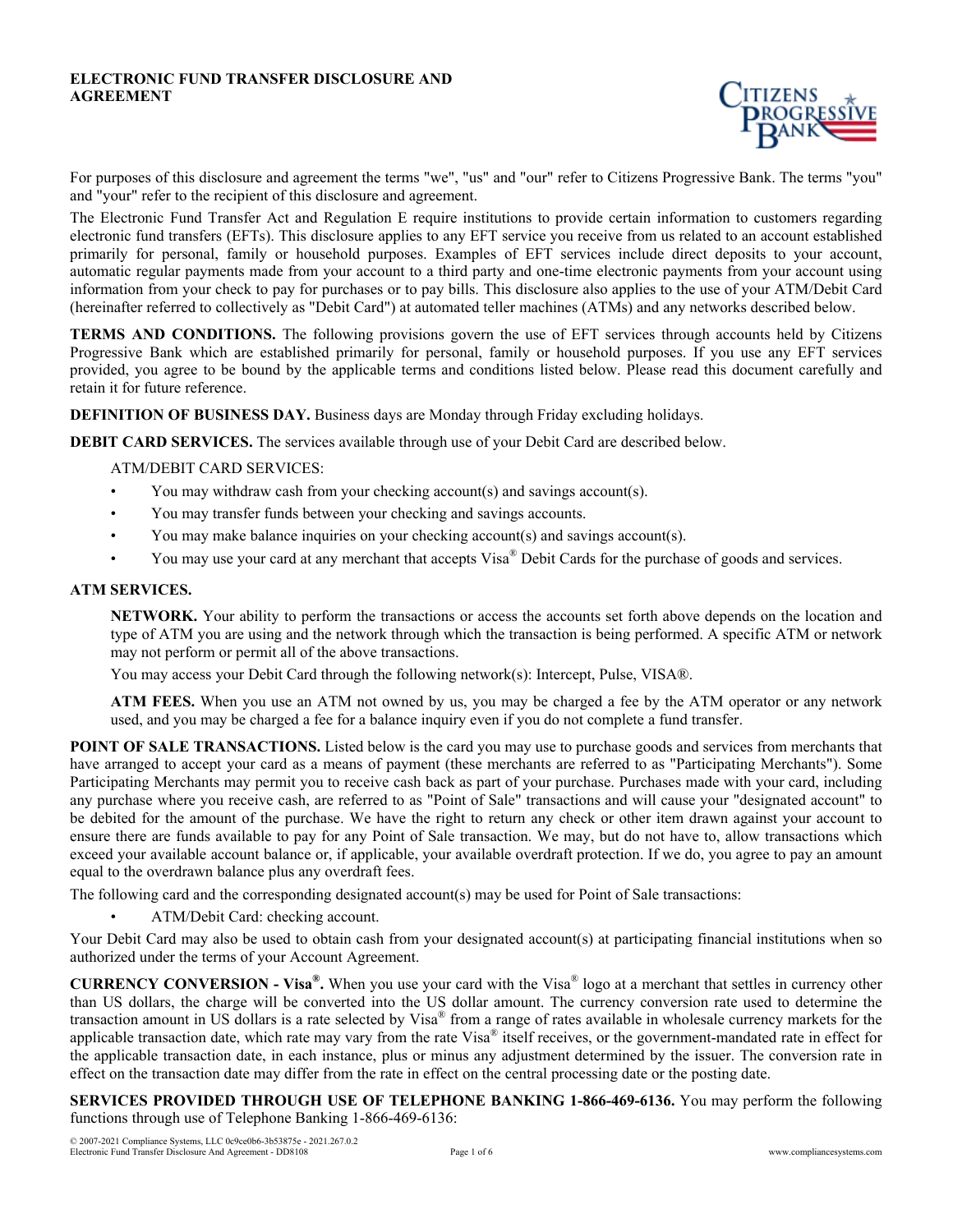# ELECTRONIC FUND TRANSFER DISCLOSURE AND AGREEMENT

For purposes of this disclosure and agreement the terms "we", "us" and "our" refer to Citizens Progressive Bank. The terms "you" and "your" refer to the recipient of this disclosure and agreement.

The Electronic Fund Transfer Act and Regulation E require institutions to provide certain information to customers regarding electronic fund transfers (EFTs). This disclosure applies to any EFT service you receive from us related to an account established primarily for personal, family or household purposes. Examples of EFT services include direct deposits to your account, automatic regular payments made from your account to a third party and one-time electronic payments from your account using information from your check to pay for purchases or to pay bills. This disclosure also applies to the use of your ATM/Debit Card (hereinafter referred to collectively as "Debit Card") at automated teller machines (ATMs) and any networks described below.

**TERMS AND CONDITIONS.** The following provisions govern the use of EFT services through accounts held by Citizens Progressive Bank which are established primarily for personal, family or household purposes. If you use any EFT services provided, you agree to be bound by the applicable terms and conditions listed below. Please read this document carefully and retain it for future reference.

**DEFINITION OF BUSINESS DAY.** Business days are Monday through Friday excluding holidays.

**DEBIT CARD SERVICES.** The services available through use of your Debit Card are described below.

ATM/DEBIT CARD SERVICES:

- You may withdraw cash from your checking account(s) and savings account(s).
- You may transfer funds between your checking and savings accounts.
- You may make balance inquiries on your checking account(s) and savings account(s).
- You may use your card at any merchant that accepts Visa® Debit Cards for the purchase of goods and services.

**ATM SERVICES.**

**NETWORK.** Your ability to perform the transactions or access the accounts set forth above depends on the location and type of ATM you are using and the network through which the transaction is being performed. A specific ATM or network may not perform or permit all of the above transactions.

You may access your Debit Card through the following network(s): Intercept, Pulse, VISA®.

**ATM FEES.** When you use an ATM not owned by us, you may be charged a fee by the ATM operator or any network used, and you may be charged a fee for a balance inquiry even if you do not complete a fund transfer.

**POINT OF SALE TRANSACTIONS.** Listed below is the card you may use to purchase goods and services from merchants that have arranged to accept your card as a means of payment (these merchants are referred to as "Participating Merchants"). Some Participating Merchants may permit you to receive cash back as part of your purchase. Purchases made with your card, including any purchase where you receive cash, are referred to as "Point of Sale" transactions and will cause your "designated account" to be debited for the amount of the purchase. We have the right to return any check or other item drawn against your account to ensure there are funds available to pay for any Point of Sale transaction. We may, but do not have to, allow transactions which exceed your available account balance or, if applicable, your available overdraft protection. If we do, you agree to pay an amount equal to the overdrawn balance plus any overdraft fees.

The following card and the corresponding designated account(s) may be used for Point of Sale transactions:

- ATM/Debit Card: checking account.

Your Debit Card may also be used to obtain cash from your designated account(s) at participating financial institutions when so authorized under the terms of your Account Agreement.

**CURRENCY CONVERSION - Visa®.** When you use your card with the Visa® logo at a merchant that settles in currency other than US dollars, the charge will be converted into the US dollar amount. The currency conversion rate used to determine the transaction amount in US dollars is a rate selected by Visa® from a range of rates available in wholesale currency markets for the applicable transaction date, which rate may vary from the rate Visa® itself receives, or the government-mandated rate in effect for the applicable transaction date, in each instance, plus or minus any adjustment determined by the issuer. The conversion rate in effect on the transaction date may differ from the rate in effect on the central processing date or the posting date.

**SERVICES PROVIDED THROUGH USE OF TELEPHONE BANKING 1-866-469-6136.** You may perform the following functions through use of Telephone Banking 1-866-469-6136: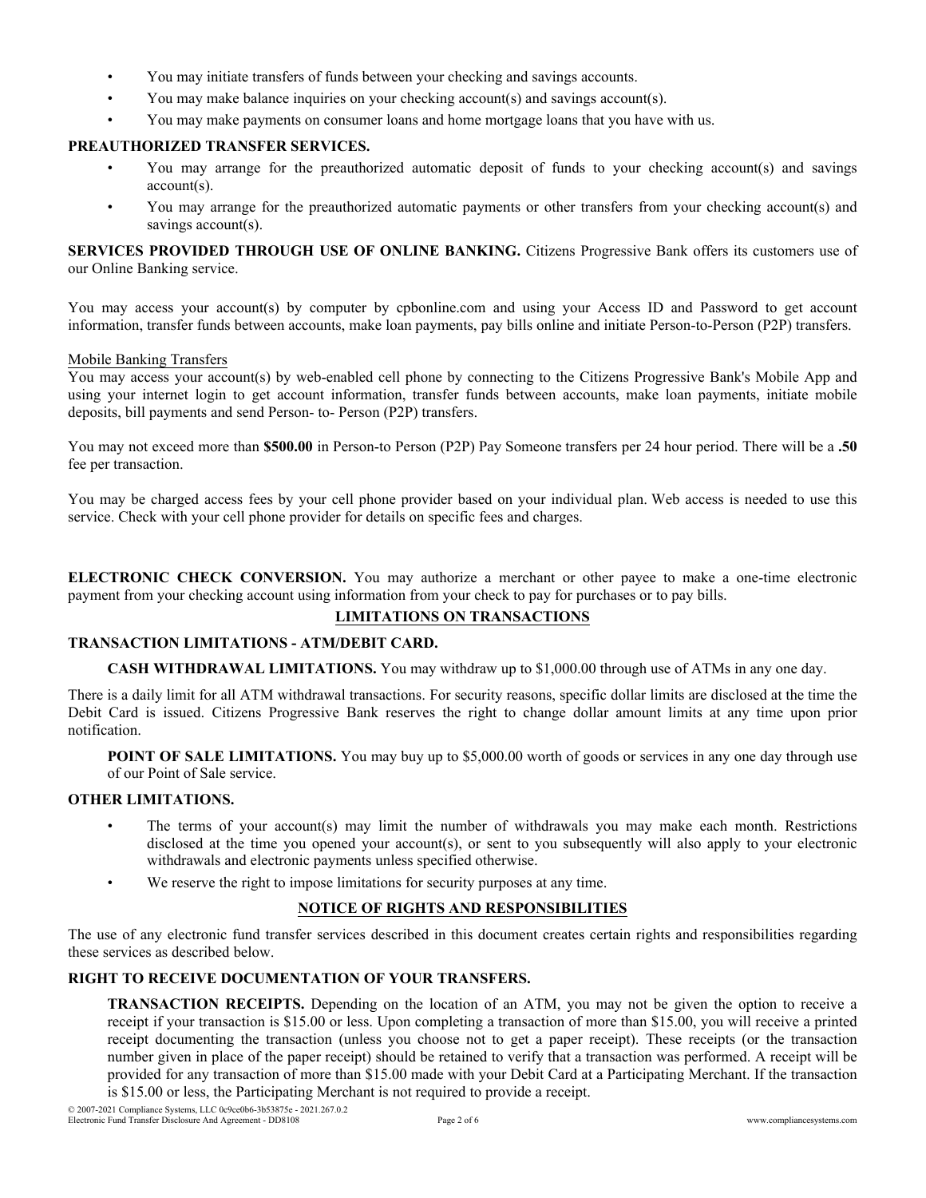- You may initiate transfers of funds between your checking and savings accounts.
- You may make balance inquiries on your checking account(s) and savings account(s).
- You may make payments on consumer loans and home mortgage loans that you have with us.

**PREAUTHORIZED TRANSFER SERVICES.**

- You may arrange for the preauthorized automatic deposit of funds to your checking account(s) and savings account(s).
- You may arrange for the preauthorized automatic payments or other transfers from your checking account(s) and savings account(s).

**SERVICES PROVIDED THROUGH USE OF ONLINE BANKING.** Citizens Progressive Bank offers its customers use of our Online Banking service.

You may access your account(s) by computer by cpbonline.com and using your Access ID and Password to get account information, transfer funds between accounts, make loan payments, pay bills online and initiate Person-to-Person (P2P) transfers.

<u>Mobile Banking Transfers</u>
You may access your account(s) by web-enabled cell phone by connecting to the Citizens Progressive Bank's Mobile App and using your internet login to get account information, transfer funds between accounts, make loan payments, initiate mobile deposits, bill payments and send Person- to- Person (P2P) transfers.

You may not exceed more than **$500.00** in Person-to Person (P2P) Pay Someone transfers per 24 hour period. There will be a **.50** fee per transaction.

You may be charged access fees by your cell phone provider based on your individual plan. Web access is needed to use this service. Check with your cell phone provider for details on specific fees and charges.

**ELECTRONIC CHECK CONVERSION.** You may authorize a merchant or other payee to make a one-time electronic payment from your checking account using information from your check to pay for purchases or to pay bills.

## LIMITATIONS ON TRANSACTIONS

**TRANSACTION LIMITATIONS - ATM/DEBIT CARD.**

**CASH WITHDRAWAL LIMITATIONS.** You may withdraw up to $1,000.00 through use of ATMs in any one day.

There is a daily limit for all ATM withdrawal transactions. For security reasons, specific dollar limits are disclosed at the time the Debit Card is issued. Citizens Progressive Bank reserves the right to change dollar amount limits at any time upon prior notification.

**POINT OF SALE LIMITATIONS.** You may buy up to $5,000.00 worth of goods or services in any one day through use of our Point of Sale service.

**OTHER LIMITATIONS.**

- The terms of your account(s) may limit the number of withdrawals you may make each month. Restrictions disclosed at the time you opened your account(s), or sent to you subsequently will also apply to your electronic withdrawals and electronic payments unless specified otherwise.
- We reserve the right to impose limitations for security purposes at any time.

## NOTICE OF RIGHTS AND RESPONSIBILITIES

The use of any electronic fund transfer services described in this document creates certain rights and responsibilities regarding these services as described below.

**RIGHT TO RECEIVE DOCUMENTATION OF YOUR TRANSFERS.**

**TRANSACTION RECEIPTS.** Depending on the location of an ATM, you may not be given the option to receive a receipt if your transaction is $15.00 or less. Upon completing a transaction of more than $15.00, you will receive a printed receipt documenting the transaction (unless you choose not to get a paper receipt). These receipts (or the transaction number given in place of the paper receipt) should be retained to verify that a transaction was performed. A receipt will be provided for any transaction of more than $15.00 made with your Debit Card at a Participating Merchant. If the transaction is $15.00 or less, the Participating Merchant is not required to provide a receipt.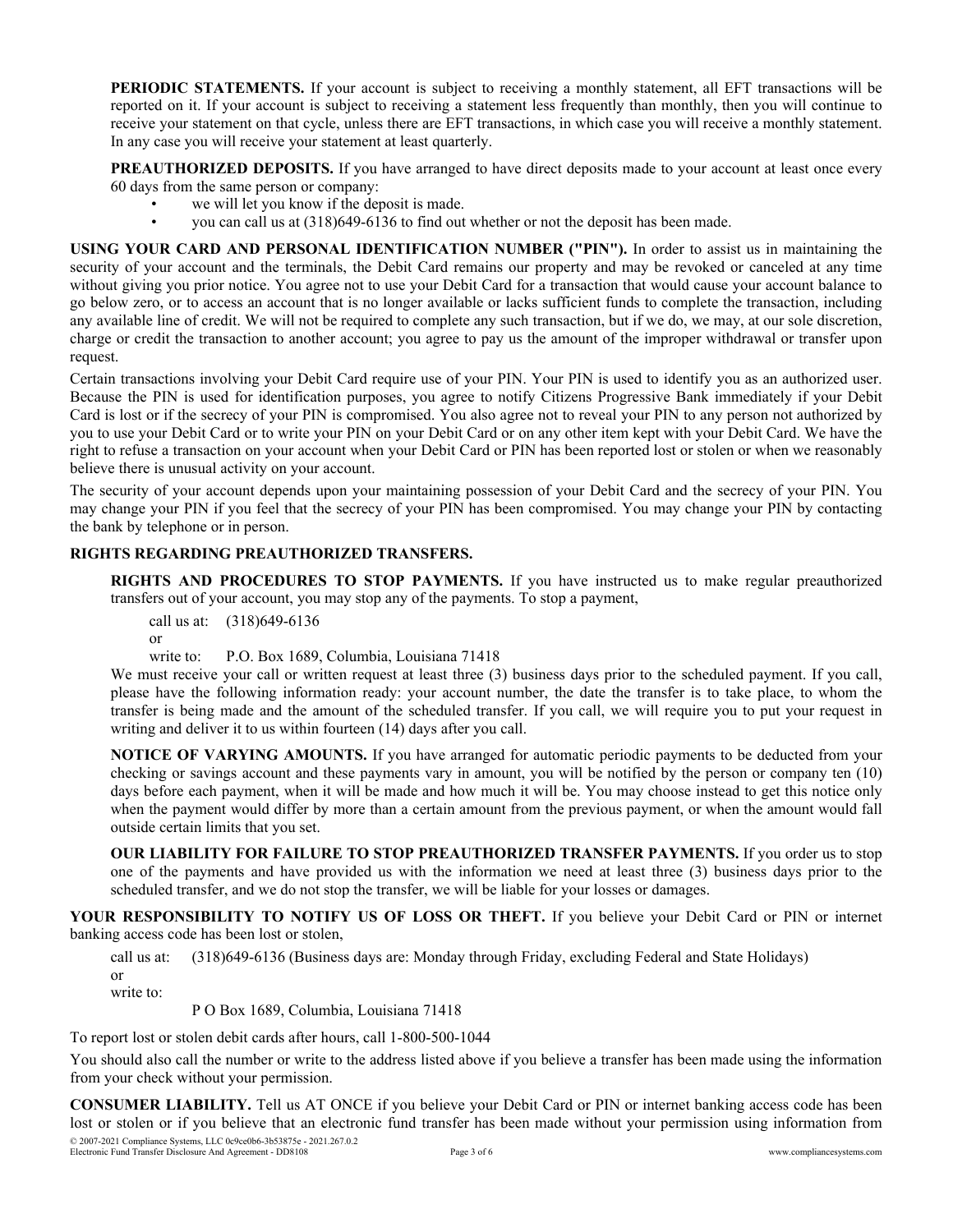**PERIODIC STATEMENTS.** If your account is subject to receiving a monthly statement, all EFT transactions will be reported on it. If your account is subject to receiving a statement less frequently than monthly, then you will continue to receive your statement on that cycle, unless there are EFT transactions, in which case you will receive a monthly statement. In any case you will receive your statement at least quarterly.

**PREAUTHORIZED DEPOSITS.** If you have arranged to have direct deposits made to your account at least once every 60 days from the same person or company:

- we will let you know if the deposit is made.
- you can call us at (318)649-6136 to find out whether or not the deposit has been made.

**USING YOUR CARD AND PERSONAL IDENTIFICATION NUMBER ("PIN").** In order to assist us in maintaining the security of your account and the terminals, the Debit Card remains our property and may be revoked or canceled at any time without giving you prior notice. You agree not to use your Debit Card for a transaction that would cause your account balance to go below zero, or to access an account that is no longer available or lacks sufficient funds to complete the transaction, including any available line of credit. We will not be required to complete any such transaction, but if we do, we may, at our sole discretion, charge or credit the transaction to another account; you agree to pay us the amount of the improper withdrawal or transfer upon request.

Certain transactions involving your Debit Card require use of your PIN. Your PIN is used to identify you as an authorized user. Because the PIN is used for identification purposes, you agree to notify Citizens Progressive Bank immediately if your Debit Card is lost or if the secrecy of your PIN is compromised. You also agree not to reveal your PIN to any person not authorized by you to use your Debit Card or to write your PIN on your Debit Card or on any other item kept with your Debit Card. We have the right to refuse a transaction on your account when your Debit Card or PIN has been reported lost or stolen or when we reasonably believe there is unusual activity on your account.

The security of your account depends upon your maintaining possession of your Debit Card and the secrecy of your PIN. You may change your PIN if you feel that the secrecy of your PIN has been compromised. You may change your PIN by contacting the bank by telephone or in person.

**RIGHTS REGARDING PREAUTHORIZED TRANSFERS.**

**RIGHTS AND PROCEDURES TO STOP PAYMENTS.** If you have instructed us to make regular preauthorized transfers out of your account, you may stop any of the payments. To stop a payment,

call us at: (318)649-6136
or
write to: P.O. Box 1689, Columbia, Louisiana 71418

We must receive your call or written request at least three (3) business days prior to the scheduled payment. If you call, please have the following information ready: your account number, the date the transfer is to take place, to whom the transfer is being made and the amount of the scheduled transfer. If you call, we will require you to put your request in writing and deliver it to us within fourteen (14) days after you call.

**NOTICE OF VARYING AMOUNTS.** If you have arranged for automatic periodic payments to be deducted from your checking or savings account and these payments vary in amount, you will be notified by the person or company ten (10) days before each payment, when it will be made and how much it will be. You may choose instead to get this notice only when the payment would differ by more than a certain amount from the previous payment, or when the amount would fall outside certain limits that you set.

**OUR LIABILITY FOR FAILURE TO STOP PREAUTHORIZED TRANSFER PAYMENTS.** If you order us to stop one of the payments and have provided us with the information we need at least three (3) business days prior to the scheduled transfer, and we do not stop the transfer, we will be liable for your losses or damages.

**YOUR RESPONSIBILITY TO NOTIFY US OF LOSS OR THEFT.** If you believe your Debit Card or PIN or internet banking access code has been lost or stolen,

call us at: (318)649-6136 (Business days are: Monday through Friday, excluding Federal and State Holidays)
or
write to:
P O Box 1689, Columbia, Louisiana 71418

To report lost or stolen debit cards after hours, call 1-800-500-1044

You should also call the number or write to the address listed above if you believe a transfer has been made using the information from your check without your permission.

**CONSUMER LIABILITY.** Tell us AT ONCE if you believe your Debit Card or PIN or internet banking access code has been lost or stolen or if you believe that an electronic fund transfer has been made without your permission using information from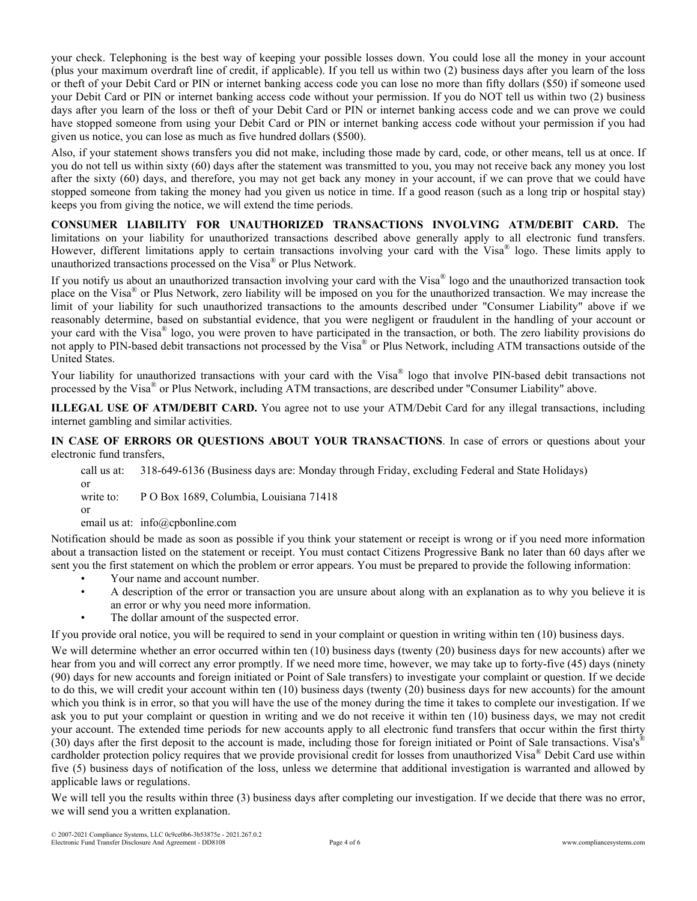your check. Telephoning is the best way of keeping your possible losses down. You could lose all the money in your account (plus your maximum overdraft line of credit, if applicable). If you tell us within two (2) business days after you learn of the loss or theft of your Debit Card or PIN or internet banking access code you can lose no more than fifty dollars ($50) if someone used your Debit Card or PIN or internet banking access code without your permission. If you do NOT tell us within two (2) business days after you learn of the loss or theft of your Debit Card or PIN or internet banking access code and we can prove we could have stopped someone from using your Debit Card or PIN or internet banking access code without your permission if you had given us notice, you can lose as much as five hundred dollars ($500).

Also, if your statement shows transfers you did not make, including those made by card, code, or other means, tell us at once. If you do not tell us within sixty (60) days after the statement was transmitted to you, you may not receive back any money you lost after the sixty (60) days, and therefore, you may not get back any money in your account, if we can prove that we could have stopped someone from taking the money had you given us notice in time. If a good reason (such as a long trip or hospital stay) keeps you from giving the notice, we will extend the time periods.

**CONSUMER LIABILITY FOR UNAUTHORIZED TRANSACTIONS INVOLVING ATM/DEBIT CARD.** The limitations on your liability for unauthorized transactions described above generally apply to all electronic fund transfers. However, different limitations apply to certain transactions involving your card with the Visa® logo. These limits apply to unauthorized transactions processed on the Visa® or Plus Network.

If you notify us about an unauthorized transaction involving your card with the Visa® logo and the unauthorized transaction took place on the Visa® or Plus Network, zero liability will be imposed on you for the unauthorized transaction. We may increase the limit of your liability for such unauthorized transactions to the amounts described under "Consumer Liability" above if we reasonably determine, based on substantial evidence, that you were negligent or fraudulent in the handling of your account or your card with the Visa® logo, you were proven to have participated in the transaction, or both. The zero liability provisions do not apply to PIN-based debit transactions not processed by the Visa® or Plus Network, including ATM transactions outside of the United States.

Your liability for unauthorized transactions with your card with the Visa® logo that involve PIN-based debit transactions not processed by the Visa® or Plus Network, including ATM transactions, are described under "Consumer Liability" above.

**ILLEGAL USE OF ATM/DEBIT CARD.** You agree not to use your ATM/Debit Card for any illegal transactions, including internet gambling and similar activities.

**IN CASE OF ERRORS OR QUESTIONS ABOUT YOUR TRANSACTIONS**. In case of errors or questions about your electronic fund transfers,

call us at: 318-649-6136 (Business days are: Monday through Friday, excluding Federal and State Holidays)
or
write to: P O Box 1689, Columbia, Louisiana 71418
or
email us at: info@cpbonline.com

Notification should be made as soon as possible if you think your statement or receipt is wrong or if you need more information about a transaction listed on the statement or receipt. You must contact Citizens Progressive Bank no later than 60 days after we sent you the first statement on which the problem or error appears. You must be prepared to provide the following information:

- Your name and account number.
- A description of the error or transaction you are unsure about along with an explanation as to why you believe it is an error or why you need more information.
- The dollar amount of the suspected error.

If you provide oral notice, you will be required to send in your complaint or question in writing within ten (10) business days.

We will determine whether an error occurred within ten (10) business days (twenty (20) business days for new accounts) after we hear from you and will correct any error promptly. If we need more time, however, we may take up to forty-five (45) days (ninety (90) days for new accounts and foreign initiated or Point of Sale transfers) to investigate your complaint or question. If we decide to do this, we will credit your account within ten (10) business days (twenty (20) business days for new accounts) for the amount which you think is in error, so that you will have the use of the money during the time it takes to complete our investigation. If we ask you to put your complaint or question in writing and we do not receive it within ten (10) business days, we may not credit your account. The extended time periods for new accounts apply to all electronic fund transfers that occur within the first thirty (30) days after the first deposit to the account is made, including those for foreign initiated or Point of Sale transactions. Visa's® cardholder protection policy requires that we provide provisional credit for losses from unauthorized Visa® Debit Card use within five (5) business days of notification of the loss, unless we determine that additional investigation is warranted and allowed by applicable laws or regulations.

We will tell you the results within three (3) business days after completing our investigation. If we decide that there was no error, we will send you a written explanation.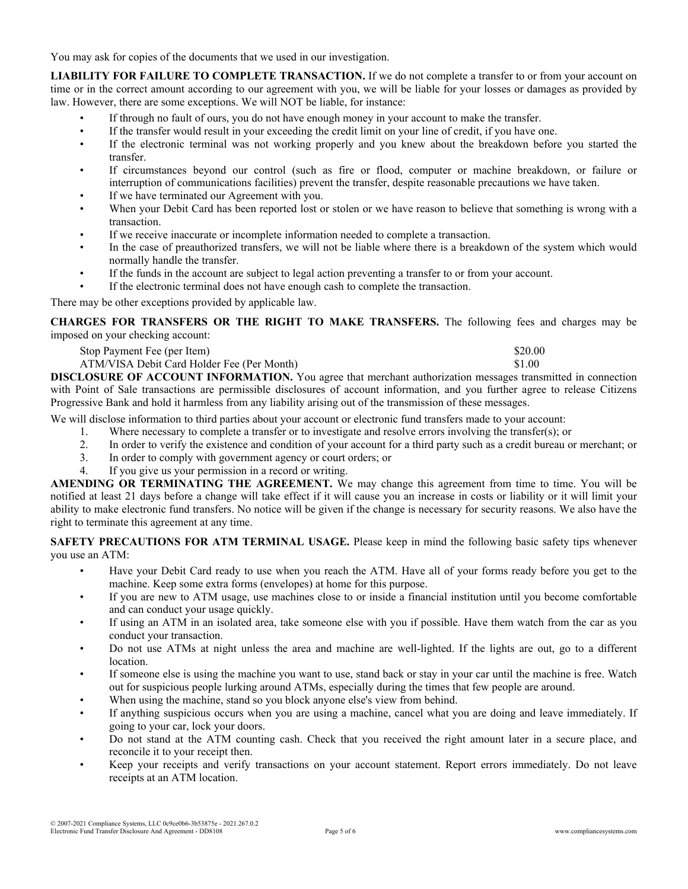You may ask for copies of the documents that we used in our investigation.

**LIABILITY FOR FAILURE TO COMPLETE TRANSACTION.** If we do not complete a transfer to or from your account on time or in the correct amount according to our agreement with you, we will be liable for your losses or damages as provided by law. However, there are some exceptions. We will NOT be liable, for instance:

- If through no fault of ours, you do not have enough money in your account to make the transfer.
- If the transfer would result in your exceeding the credit limit on your line of credit, if you have one.
- If the electronic terminal was not working properly and you knew about the breakdown before you started the transfer.
- If circumstances beyond our control (such as fire or flood, computer or machine breakdown, or failure or interruption of communications facilities) prevent the transfer, despite reasonable precautions we have taken.
- If we have terminated our Agreement with you.
- When your Debit Card has been reported lost or stolen or we have reason to believe that something is wrong with a transaction.
- If we receive inaccurate or incomplete information needed to complete a transaction.
- In the case of preauthorized transfers, we will not be liable where there is a breakdown of the system which would normally handle the transfer.
- If the funds in the account are subject to legal action preventing a transfer to or from your account.
- If the electronic terminal does not have enough cash to complete the transaction.

There may be other exceptions provided by applicable law.

**CHARGES FOR TRANSFERS OR THE RIGHT TO MAKE TRANSFERS.** The following fees and charges may be imposed on your checking account:

| | |
|---|---|
| Stop Payment Fee (per Item) | $20.00 |
| ATM/VISA Debit Card Holder Fee (Per Month) | $1.00 |

**DISCLOSURE OF ACCOUNT INFORMATION.** You agree that merchant authorization messages transmitted in connection with Point of Sale transactions are permissible disclosures of account information, and you further agree to release Citizens Progressive Bank and hold it harmless from any liability arising out of the transmission of these messages.

We will disclose information to third parties about your account or electronic fund transfers made to your account:

1. Where necessary to complete a transfer or to investigate and resolve errors involving the transfer(s); or
2. In order to verify the existence and condition of your account for a third party such as a credit bureau or merchant; or
3. In order to comply with government agency or court orders; or
4. If you give us your permission in a record or writing.

**AMENDING OR TERMINATING THE AGREEMENT.** We may change this agreement from time to time. You will be notified at least 21 days before a change will take effect if it will cause you an increase in costs or liability or it will limit your ability to make electronic fund transfers. No notice will be given if the change is necessary for security reasons. We also have the right to terminate this agreement at any time.

**SAFETY PRECAUTIONS FOR ATM TERMINAL USAGE.** Please keep in mind the following basic safety tips whenever you use an ATM:

- Have your Debit Card ready to use when you reach the ATM. Have all of your forms ready before you get to the machine. Keep some extra forms (envelopes) at home for this purpose.
- If you are new to ATM usage, use machines close to or inside a financial institution until you become comfortable and can conduct your usage quickly.
- If using an ATM in an isolated area, take someone else with you if possible. Have them watch from the car as you conduct your transaction.
- Do not use ATMs at night unless the area and machine are well-lighted. If the lights are out, go to a different location.
- If someone else is using the machine you want to use, stand back or stay in your car until the machine is free. Watch out for suspicious people lurking around ATMs, especially during the times that few people are around.
- When using the machine, stand so you block anyone else's view from behind.
- If anything suspicious occurs when you are using a machine, cancel what you are doing and leave immediately. If going to your car, lock your doors.
- Do not stand at the ATM counting cash. Check that you received the right amount later in a secure place, and reconcile it to your receipt then.
- Keep your receipts and verify transactions on your account statement. Report errors immediately. Do not leave receipts at an ATM location.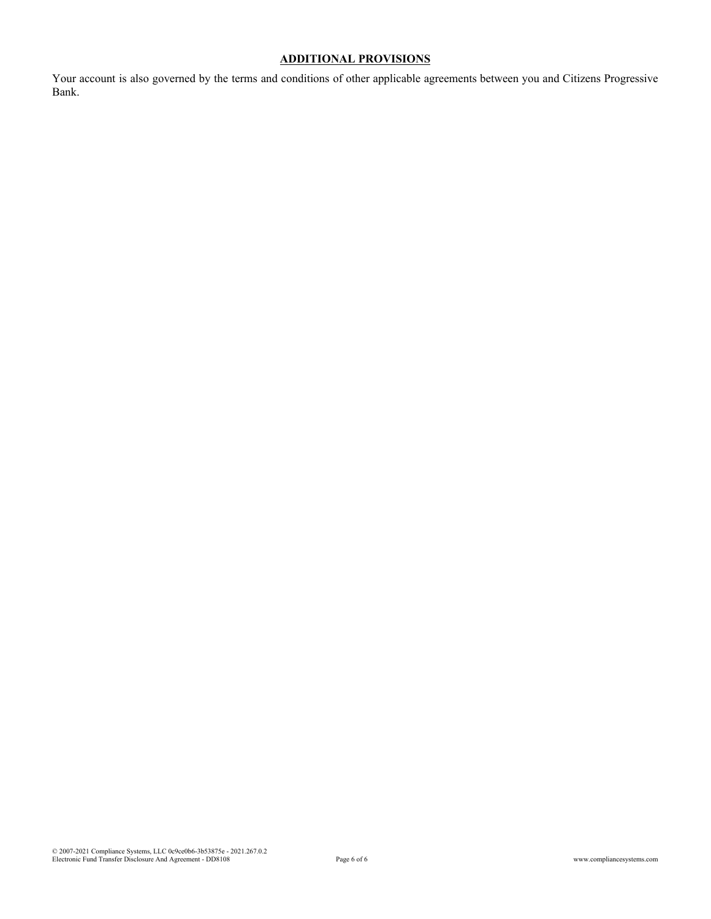## ADDITIONAL PROVISIONS

Your account is also governed by the terms and conditions of other applicable agreements between you and Citizens Progressive Bank.